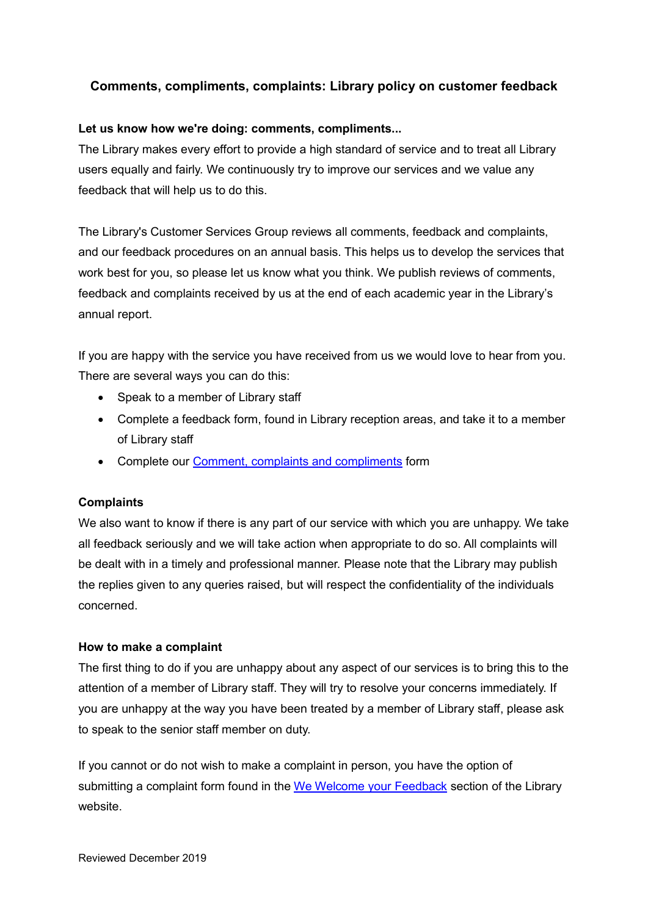# Comments, compliments, complaints: Library policy on customer feedback

## Let us know how we're doing: comments, compliments...

The Library makes every effort to provide a high standard of service and to treat all Library users equally and fairly. We continuously try to improve our services and we value any feedback that will help us to do this.

The Library's Customer Services Group reviews all comments, feedback and complaints, and our feedback procedures on an annual basis. This helps us to develop the services that work best for you, so please let us know what you think. We publish reviews of comments, feedback and complaints received by us at the end of each academic year in the Library's annual report.

If you are happy with the service you have received from us we would love to hear from you. There are several ways you can do this:

- Speak to a member of Library staff
- Complete a feedback form, found in Library reception areas, and take it to a member of Library staff
- Complete our Comment, complaints and compliments form

## Complaints

We also want to know if there is any part of our service with which you are unhappy. We take all feedback seriously and we will take action when appropriate to do so. All complaints will be dealt with in a timely and professional manner. Please note that the Library may publish the replies given to any queries raised, but will respect the confidentiality of the individuals concerned.

## How to make a complaint

The first thing to do if you are unhappy about any aspect of our services is to bring this to the attention of a member of Library staff. They will try to resolve your concerns immediately. If you are unhappy at the way you have been treated by a member of Library staff, please ask to speak to the senior staff member on duty.

If you cannot or do not wish to make a complaint in person, you have the option of submitting a complaint form found in the We Welcome your Feedback section of the Library website.

Reviewed December 2019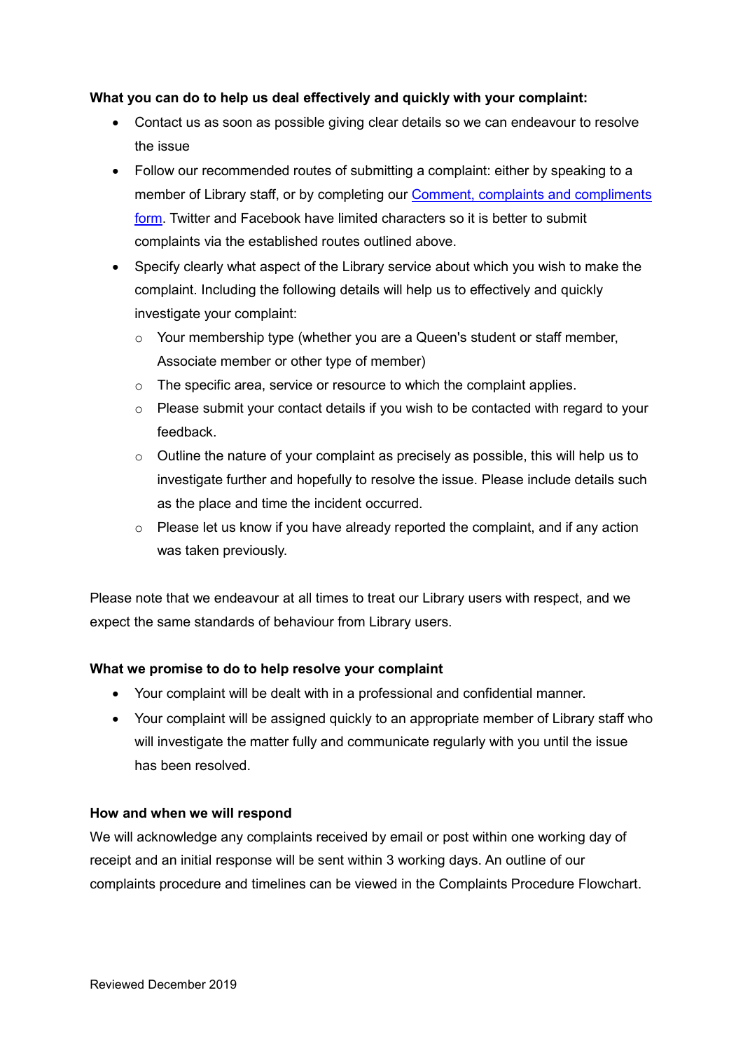**What you can do to help us deal effectively and quickly with your complaint:**

- Contact us as soon as possible giving clear details so we can endeavour to resolve the issue
- Follow our recommended routes of submitting a complaint: either by speaking to a member of Library staff, or by completing our [Comment, complaints and compliments form](). Twitter and Facebook have limited characters so it is better to submit complaints via the established routes outlined above.
- Specify clearly what aspect of the Library service about which you wish to make the complaint. Including the following details will help us to effectively and quickly investigate your complaint:
  - Your membership type (whether you are a Queen's student or staff member, Associate member or other type of member)
  - The specific area, service or resource to which the complaint applies.
  - Please submit your contact details if you wish to be contacted with regard to your feedback.
  - Outline the nature of your complaint as precisely as possible, this will help us to investigate further and hopefully to resolve the issue. Please include details such as the place and time the incident occurred.
  - Please let us know if you have already reported the complaint, and if any action was taken previously.

Please note that we endeavour at all times to treat our Library users with respect, and we expect the same standards of behaviour from Library users.

**What we promise to do to help resolve your complaint**

- Your complaint will be dealt with in a professional and confidential manner.
- Your complaint will be assigned quickly to an appropriate member of Library staff who will investigate the matter fully and communicate regularly with you until the issue has been resolved.

**How and when we will respond**

We will acknowledge any complaints received by email or post within one working day of receipt and an initial response will be sent within 3 working days. An outline of our complaints procedure and timelines can be viewed in the Complaints Procedure Flowchart.

Reviewed December 2019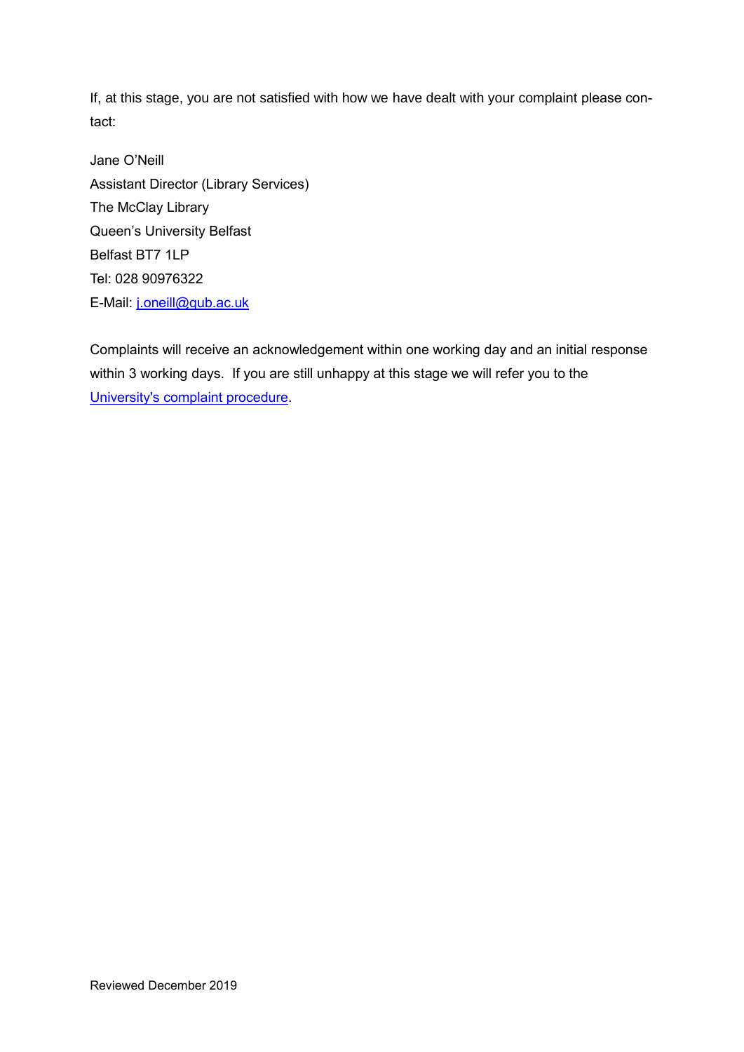If, at this stage, you are not satisfied with how we have dealt with your complaint please contact:

Jane O'Neill
Assistant Director (Library Services)
The McClay Library
Queen's University Belfast
Belfast BT7 1LP
Tel: 028 90976322
E-Mail: j.oneill@qub.ac.uk

Complaints will receive an acknowledgement within one working day and an initial response within 3 working days. If you are still unhappy at this stage we will refer you to the University's complaint procedure.

Reviewed December 2019